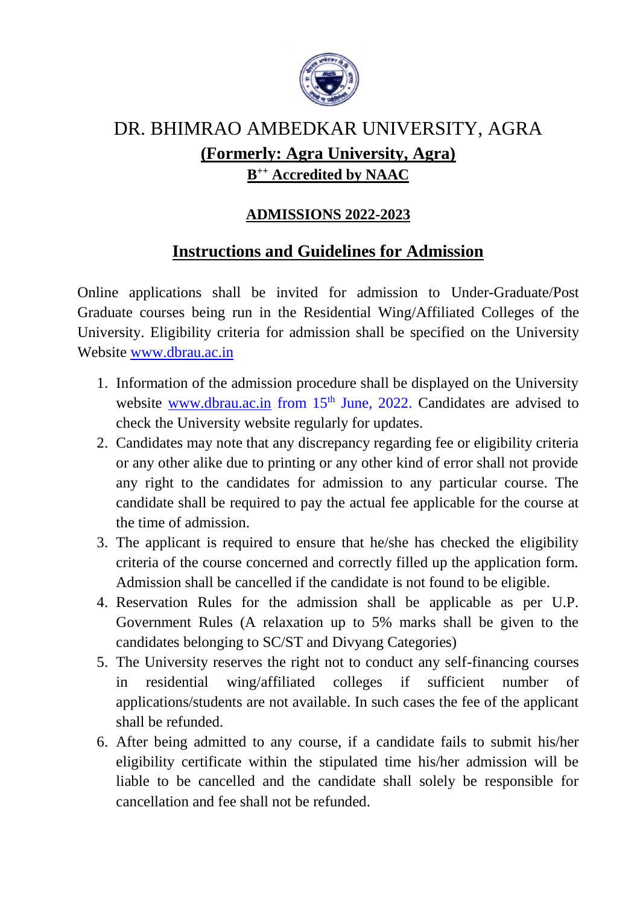# DR. BHIMRAO AMBEDKAR UNIVERSITY, AGRA

## (Formerly: Agra University, Agra)

**$B^{++}$ Accredited by NAAC**

## ADMISSIONS 2022-2023

## Instructions and Guidelines for Admission

Online applications shall be invited for admission to Under-Graduate/Post Graduate courses being run in the Residential Wing/Affiliated Colleges of the University. Eligibility criteria for admission shall be specified on the University Website www.dbrau.ac.in

1. Information of the admission procedure shall be displayed on the University website www.dbrau.ac.in from 15th June, 2022. Candidates are advised to check the University website regularly for updates.
2. Candidates may note that any discrepancy regarding fee or eligibility criteria or any other alike due to printing or any other kind of error shall not provide any right to the candidates for admission to any particular course. The candidate shall be required to pay the actual fee applicable for the course at the time of admission.
3. The applicant is required to ensure that he/she has checked the eligibility criteria of the course concerned and correctly filled up the application form. Admission shall be cancelled if the candidate is not found to be eligible.
4. Reservation Rules for the admission shall be applicable as per U.P. Government Rules (A relaxation up to 5% marks shall be given to the candidates belonging to SC/ST and Divyang Categories)
5. The University reserves the right not to conduct any self-financing courses in residential wing/affiliated colleges if sufficient number of applications/students are not available. In such cases the fee of the applicant shall be refunded.
6. After being admitted to any course, if a candidate fails to submit his/her eligibility certificate within the stipulated time his/her admission will be liable to be cancelled and the candidate shall solely be responsible for cancellation and fee shall not be refunded.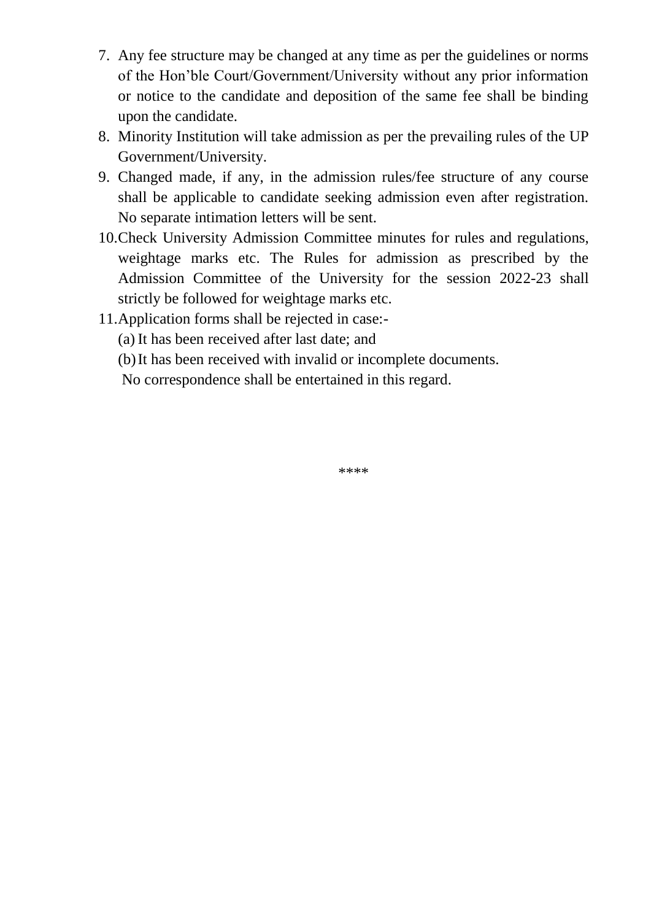7. Any fee structure may be changed at any time as per the guidelines or norms of the Hon'ble Court/Government/University without any prior information or notice to the candidate and deposition of the same fee shall be binding upon the candidate.
8. Minority Institution will take admission as per the prevailing rules of the UP Government/University.
9. Changed made, if any, in the admission rules/fee structure of any course shall be applicable to candidate seeking admission even after registration. No separate intimation letters will be sent.
10. Check University Admission Committee minutes for rules and regulations, weightage marks etc. The Rules for admission as prescribed by the Admission Committee of the University for the session 2022-23 shall strictly be followed for weightage marks etc.
11. Application forms shall be rejected in case:-
    (a) It has been received after last date; and
    (b) It has been received with invalid or incomplete documents.
    No correspondence shall be entertained in this regard.

****